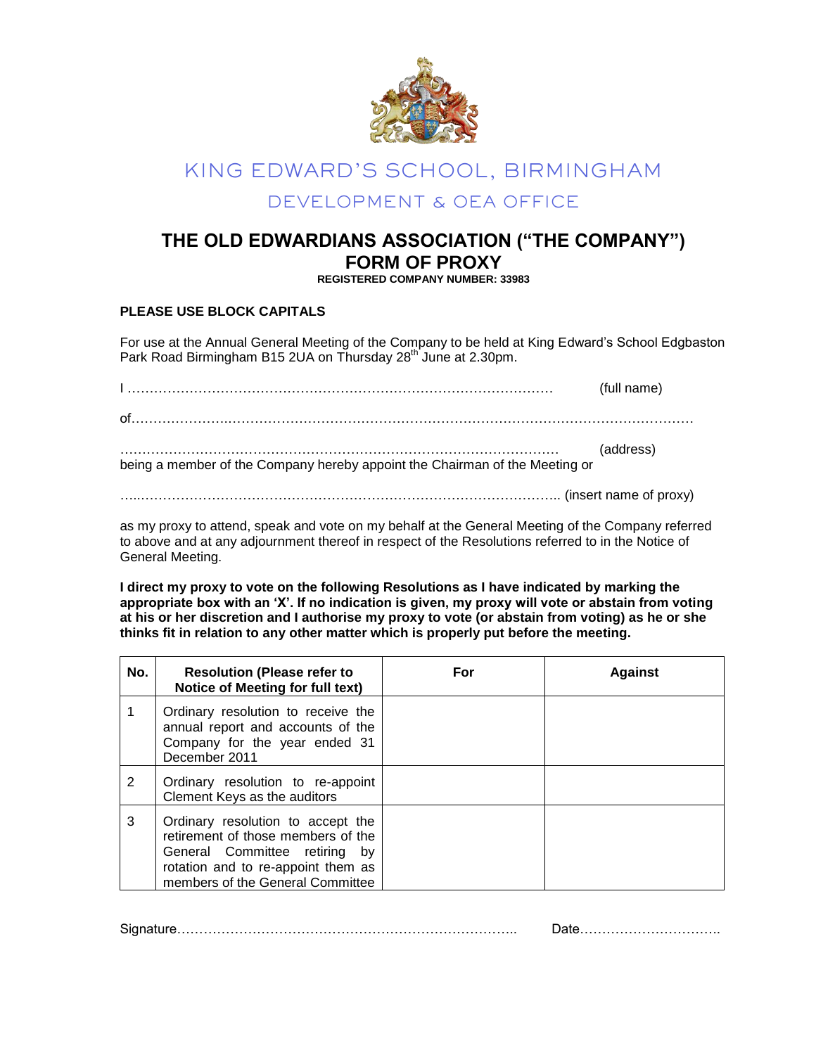# KING EDWARD'S SCHOOL, BIRMINGHAM

## DEVELOPMENT & OEA OFFICE

# THE OLD EDWARDIANS ASSOCIATION ("THE COMPANY")
# FORM OF PROXY

**REGISTERED COMPANY NUMBER: 33983**

**PLEASE USE BLOCK CAPITALS**

For use at the Annual General Meeting of the Company to be held at King Edward's School Edgbaston Park Road Birmingham B15 2UA on Thursday 28th June at 2.30pm.

I ……………………………………………………………………………………… (full name)

of………………………………………………………………………………………………………………

……………………………………………………………………………………… (address)

being a member of the Company hereby appoint the Chairman of the Meeting or

………………………………………………………………………………………… (insert name of proxy)

as my proxy to attend, speak and vote on my behalf at the General Meeting of the Company referred to above and at any adjournment thereof in respect of the Resolutions referred to in the Notice of General Meeting.

**I direct my proxy to vote on the following Resolutions as I have indicated by marking the appropriate box with an 'X'. If no indication is given, my proxy will vote or abstain from voting at his or her discretion and I authorise my proxy to vote (or abstain from voting) as he or she thinks fit in relation to any other matter which is properly put before the meeting.**

| No. | Resolution (Please refer to Notice of Meeting for full text) | For | Against |
|---|---|---|---|
| 1 | Ordinary resolution to receive the annual report and accounts of the Company for the year ended 31 December 2011 | | |
| 2 | Ordinary resolution to re-appoint Clement Keys as the auditors | | |
| 3 | Ordinary resolution to accept the retirement of those members of the General Committee retiring by rotation and to re-appoint them as members of the General Committee | | |

Signature……………………………………………………………………… Date…………………………….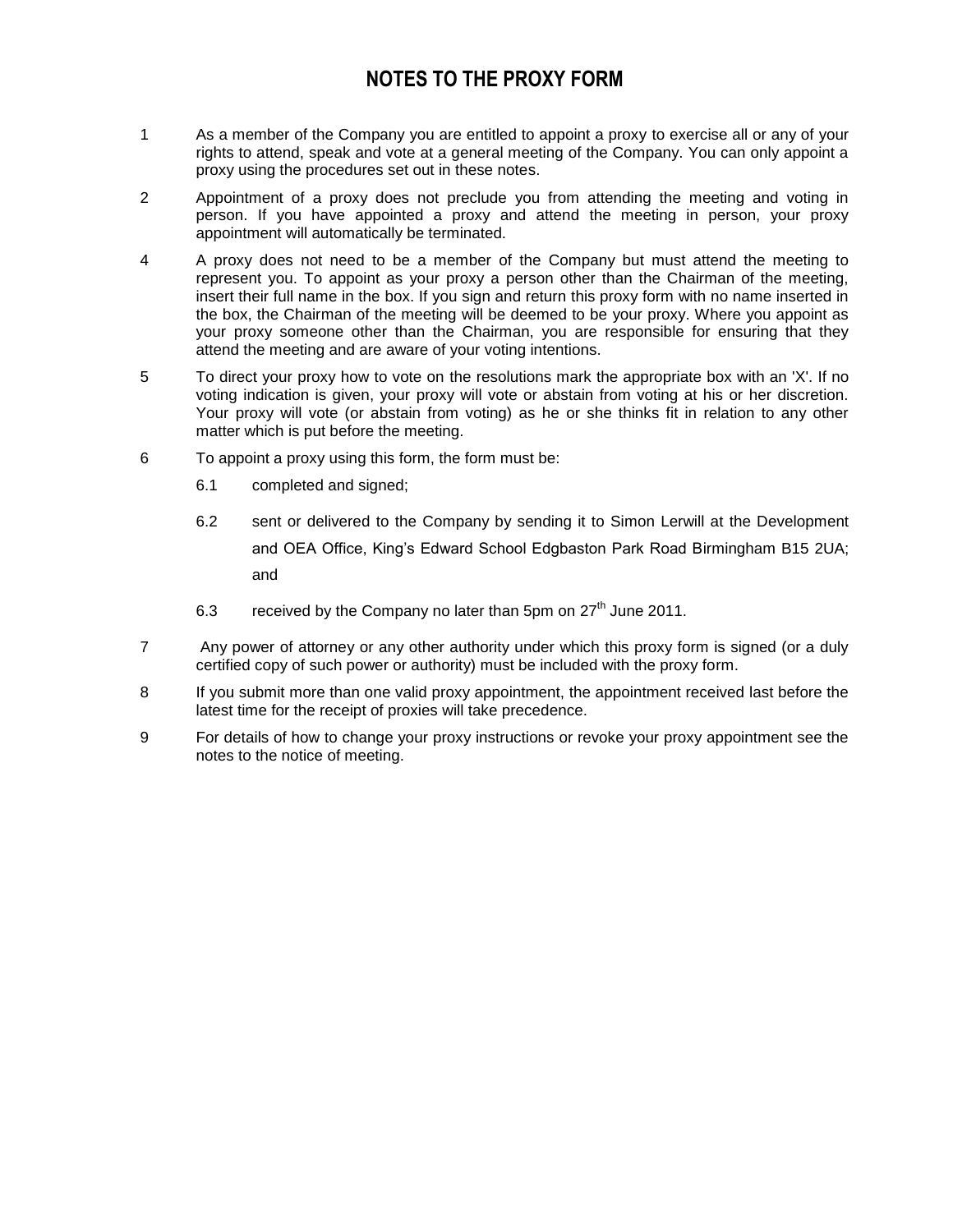# NOTES TO THE PROXY FORM

1 As a member of the Company you are entitled to appoint a proxy to exercise all or any of your rights to attend, speak and vote at a general meeting of the Company. You can only appoint a proxy using the procedures set out in these notes.

2 Appointment of a proxy does not preclude you from attending the meeting and voting in person. If you have appointed a proxy and attend the meeting in person, your proxy appointment will automatically be terminated.

4 A proxy does not need to be a member of the Company but must attend the meeting to represent you. To appoint as your proxy a person other than the Chairman of the meeting, insert their full name in the box. If you sign and return this proxy form with no name inserted in the box, the Chairman of the meeting will be deemed to be your proxy. Where you appoint as your proxy someone other than the Chairman, you are responsible for ensuring that they attend the meeting and are aware of your voting intentions.

5 To direct your proxy how to vote on the resolutions mark the appropriate box with an 'X'. If no voting indication is given, your proxy will vote or abstain from voting at his or her discretion. Your proxy will vote (or abstain from voting) as he or she thinks fit in relation to any other matter which is put before the meeting.

6 To appoint a proxy using this form, the form must be:

6.1 completed and signed;

6.2 sent or delivered to the Company by sending it to Simon Lerwill at the Development and OEA Office, King's Edward School Edgbaston Park Road Birmingham B15 2UA; and

6.3 received by the Company no later than 5pm on 27th June 2011.

7 Any power of attorney or any other authority under which this proxy form is signed (or a duly certified copy of such power or authority) must be included with the proxy form.

8 If you submit more than one valid proxy appointment, the appointment received last before the latest time for the receipt of proxies will take precedence.

9 For details of how to change your proxy instructions or revoke your proxy appointment see the notes to the notice of meeting.